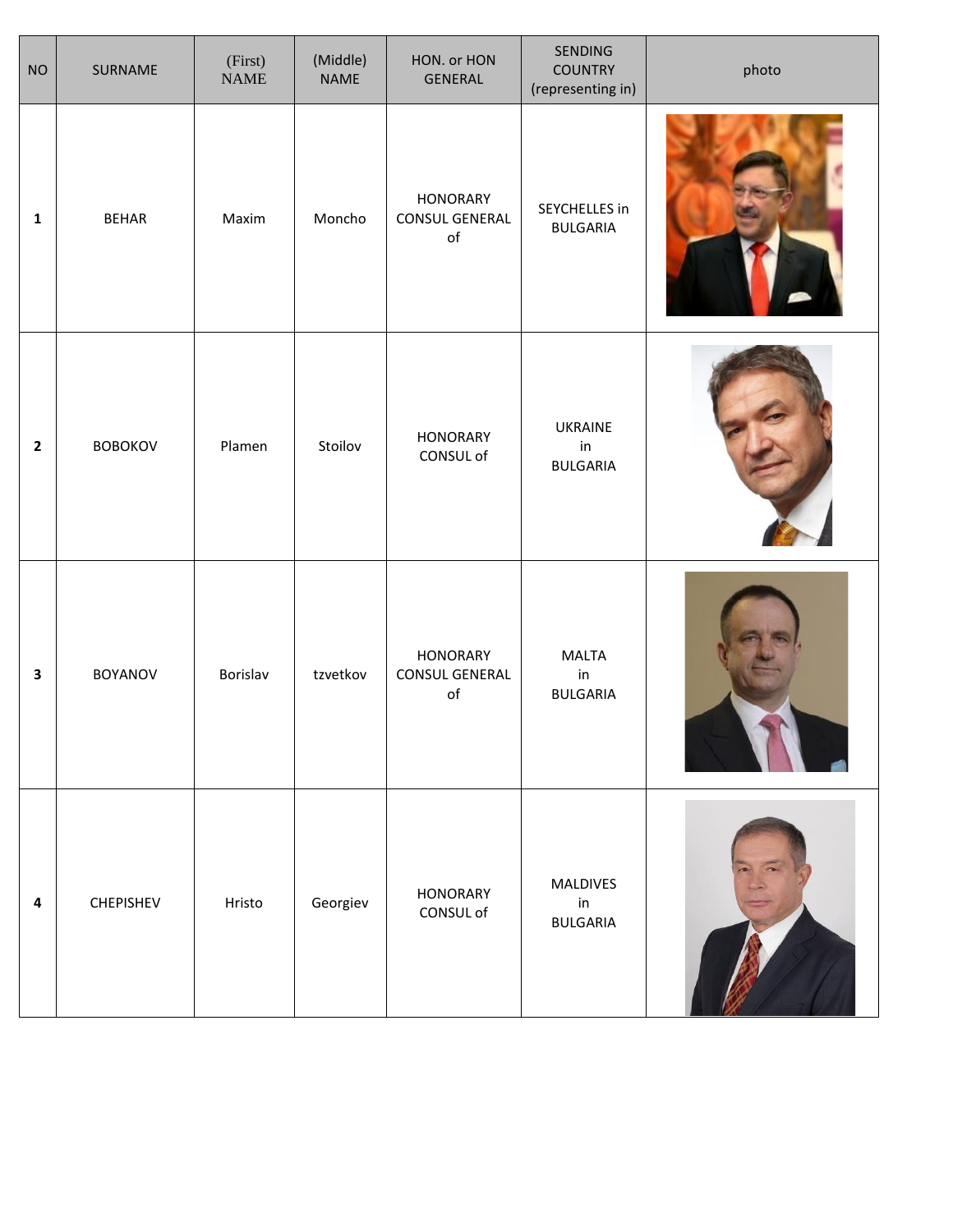| NO | SURNAME | (First) NAME | (Middle) NAME | HON. or HON GENERAL | SENDING COUNTRY (representing in) | photo |
|---|---|---|---|---|---|---|
| **1** | BEHAR | Maxim | Moncho | HONORARY CONSUL GENERAL of | SEYCHELLES in BULGARIA | |
| **2** | BOBOKOV | Plamen | Stoilov | HONORARY CONSUL of | UKRAINE in BULGARIA | |
| **3** | BOYANOV | Borislav | tzvetkov | HONORARY CONSUL GENERAL of | MALTA in BULGARIA | |
| **4** | CHEPISHEV | Hristo | Georgiev | HONORARY CONSUL of | MALDIVES in BULGARIA | |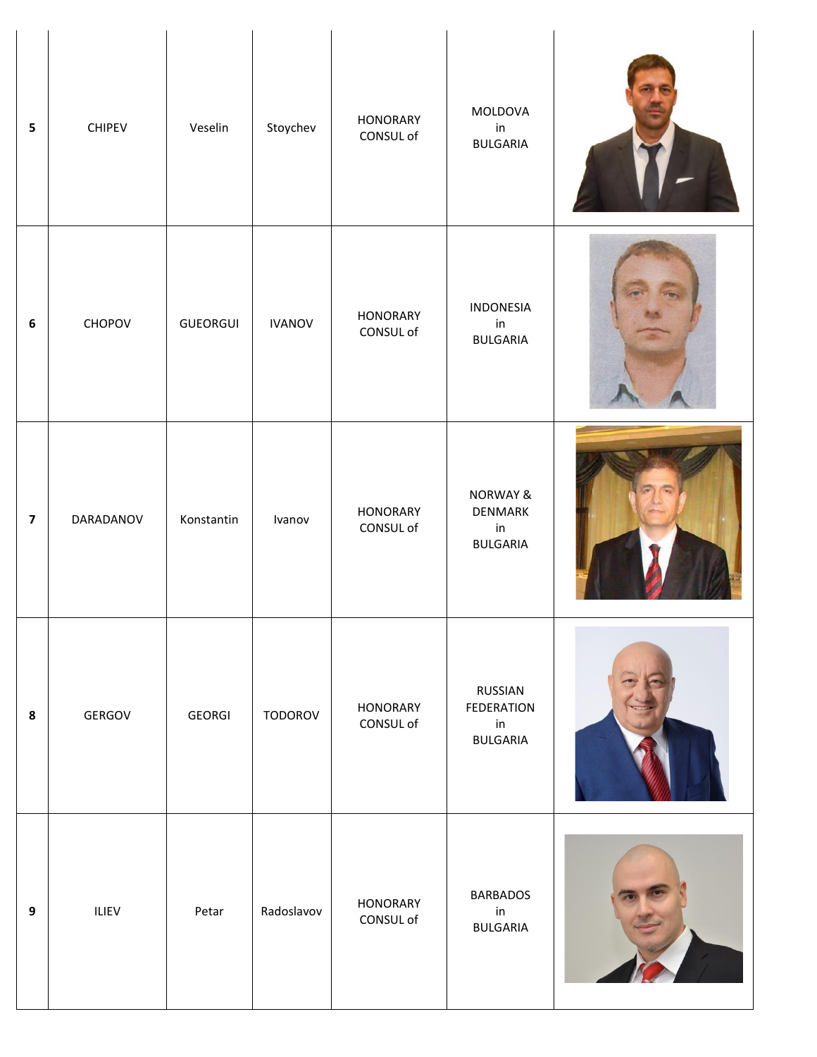| 5 | CHIPEV | Veselin | Stoychev | HONORARY CONSUL of | MOLDOVA in BULGARIA | |
|---|---|---|---|---|---|---|
| 6 | CHOPOV | GUEORGUI | IVANOV | HONORARY CONSUL of | INDONESIA in BULGARIA | |
| 7 | DARADANOV | Konstantin | Ivanov | HONORARY CONSUL of | NORWAY & DENMARK in BULGARIA | |
| 8 | GERGOV | GEORGI | TODOROV | HONORARY CONSUL of | RUSSIAN FEDERATION in BULGARIA | |
| 9 | ILIEV | Petar | Radoslavov | HONORARY CONSUL of | BARBADOS in BULGARIA | |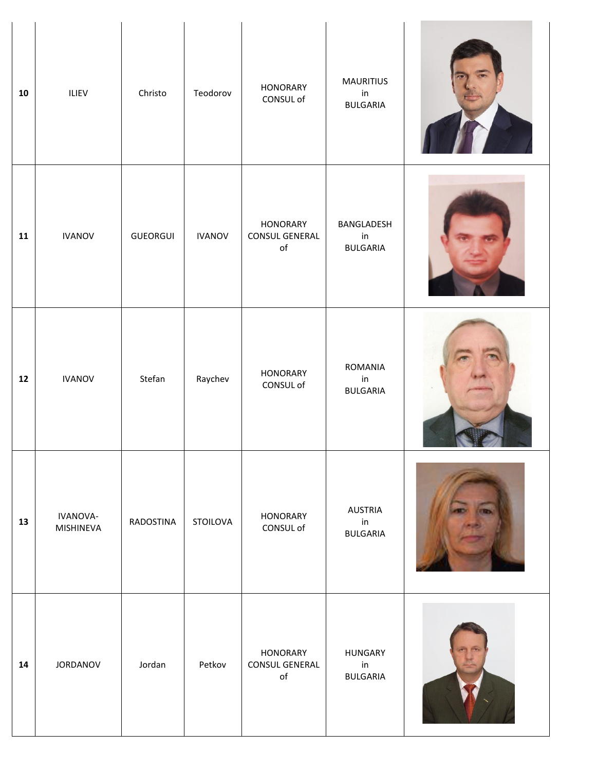| 10 | ILIEV | Christo | Teodorov | HONORARY CONSUL of | MAURITIUS in BULGARIA | |
|---|---|---|---|---|---|---|
| 11 | IVANOV | GUEORGUI | IVANOV | HONORARY CONSUL GENERAL of | BANGLADESH in BULGARIA | |
| 12 | IVANOV | Stefan | Raychev | HONORARY CONSUL of | ROMANIA in BULGARIA | |
| 13 | IVANOVA-MISHINEVA | RADOSTINA | STOILOVA | HONORARY CONSUL of | AUSTRIA in BULGARIA | |
| 14 | JORDANOV | Jordan | Petkov | HONORARY CONSUL GENERAL of | HUNGARY in BULGARIA | |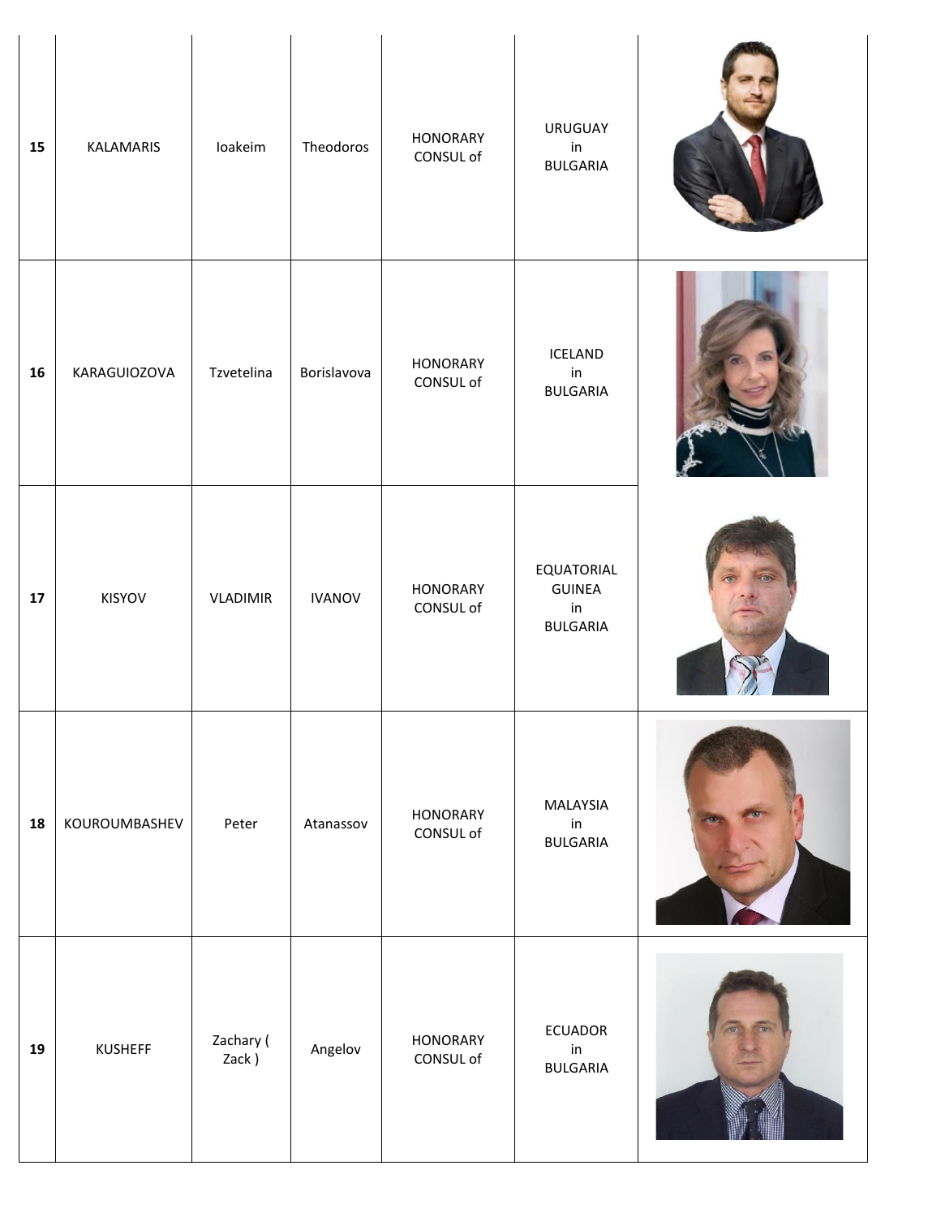| 15 | KALAMARIS | Ioakeim | Theodoros | HONORARY CONSUL of | URUGUAY in BULGARIA | |
|---|---|---|---|---|---|---|
| 16 | KARAGUIOZOVA | Tzvetelina | Borislavova | HONORARY CONSUL of | ICELAND in BULGARIA | |
| 17 | KISYOV | VLADIMIR | IVANOV | HONORARY CONSUL of | EQUATORIAL GUINEA in BULGARIA | |
| 18 | KOUROUMBASHEV | Peter | Atanassov | HONORARY CONSUL of | MALAYSIA in BULGARIA | |
| 19 | KUSHEFF | Zachary ( Zack ) | Angelov | HONORARY CONSUL of | ECUADOR in BULGARIA | |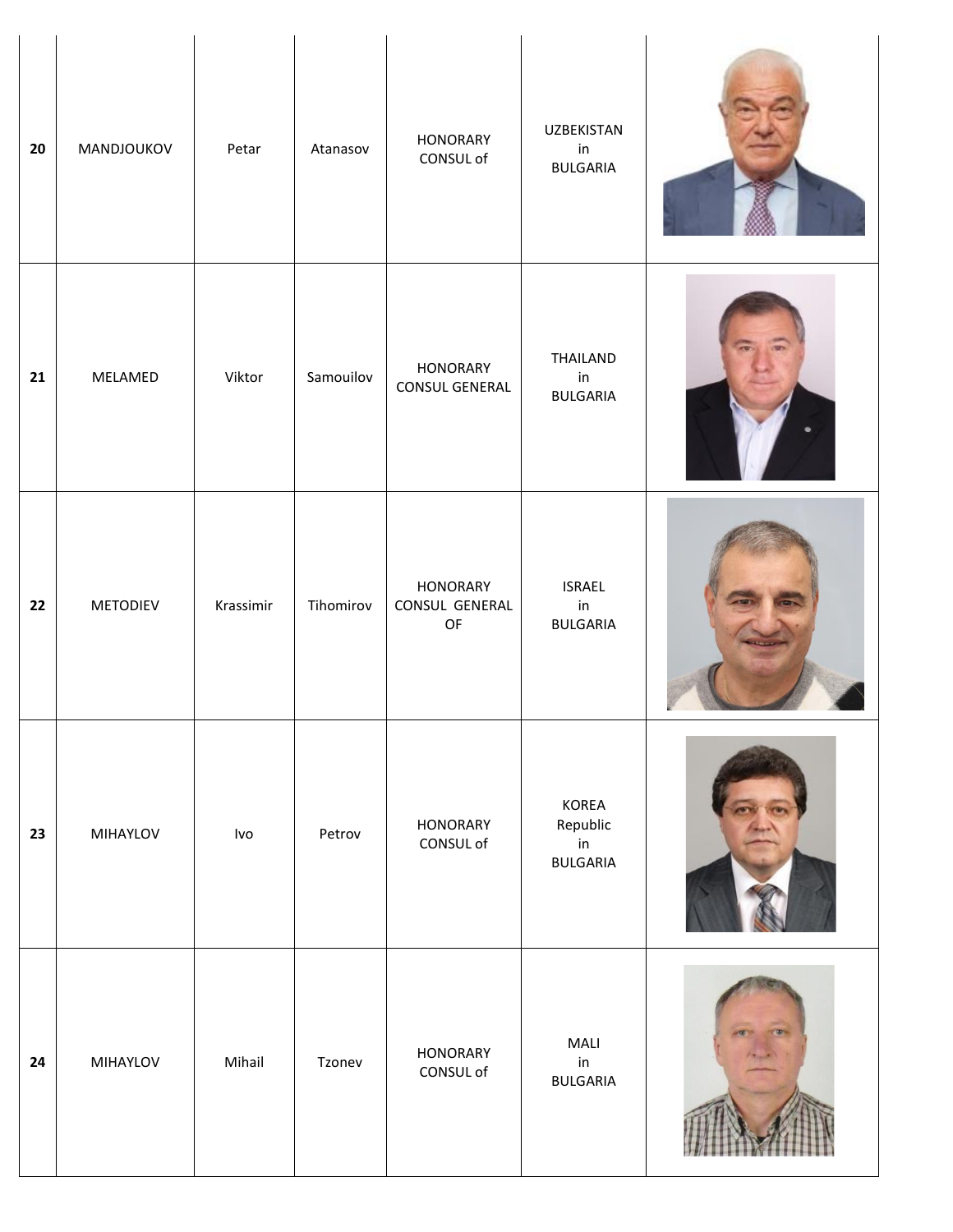| 20 | MANDJOUKOV | Petar | Atanasov | HONORARY CONSUL of | UZBEKISTAN in BULGARIA | |
|---|---|---|---|---|---|---|
| 21 | MELAMED | Viktor | Samouilov | HONORARY CONSUL GENERAL | THAILAND in BULGARIA | |
| 22 | METODIEV | Krassimir | Tihomirov | HONORARY CONSUL GENERAL OF | ISRAEL in BULGARIA | |
| 23 | MIHAYLOV | Ivo | Petrov | HONORARY CONSUL of | KOREA Republic in BULGARIA | |
| 24 | MIHAYLOV | Mihail | Tzonev | HONORARY CONSUL of | MALI in BULGARIA | |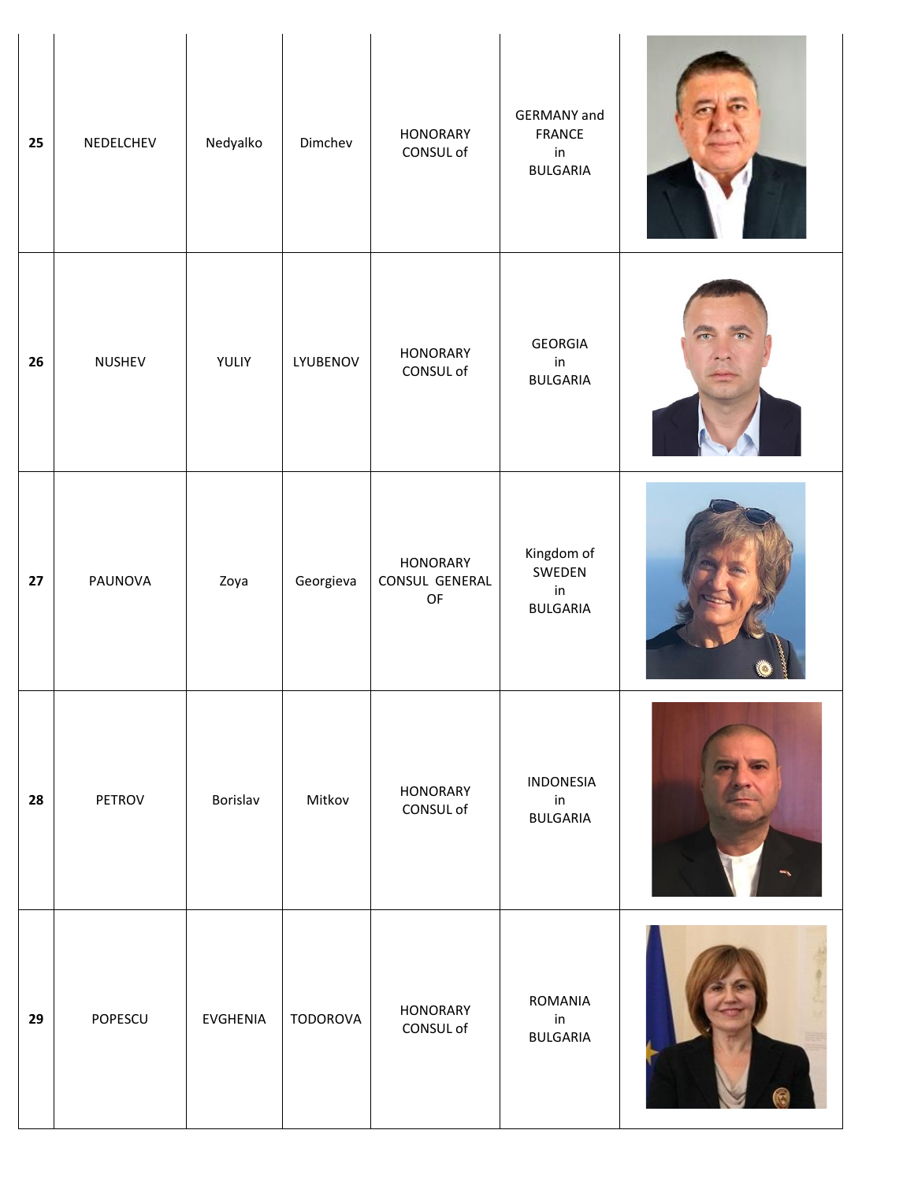| 25 | NEDELCHEV | Nedyalko | Dimchev | HONORARY CONSUL of | GERMANY and FRANCE in BULGARIA | |
|---|---|---|---|---|---|---|
| 26 | NUSHEV | YULIY | LYUBENOV | HONORARY CONSUL of | GEORGIA in BULGARIA | |
| 27 | PAUNOVA | Zoya | Georgieva | HONORARY CONSUL GENERAL OF | Kingdom of SWEDEN in BULGARIA | |
| 28 | PETROV | Borislav | Mitkov | HONORARY CONSUL of | INDONESIA in BULGARIA | |
| 29 | POPESCU | EVGHENIA | TODOROVA | HONORARY CONSUL of | ROMANIA in BULGARIA | |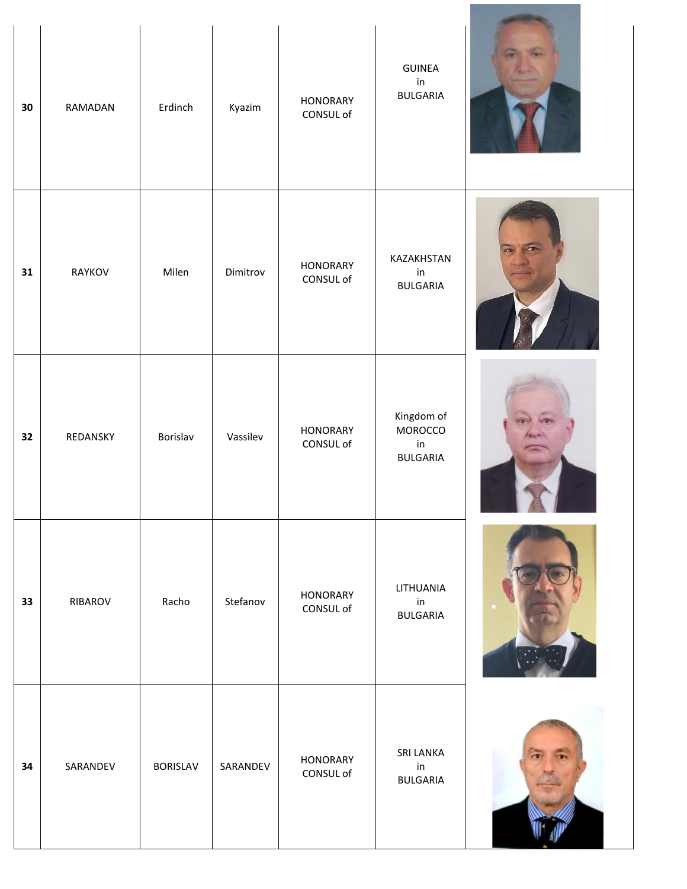| 30 | RAMADAN | Erdinch | Kyazim | HONORARY CONSUL of | GUINEA in BULGARIA | |
|---|---|---|---|---|---|---|
| 31 | RAYKOV | Milen | Dimitrov | HONORARY CONSUL of | KAZAKHSTAN in BULGARIA | |
| 32 | REDANSKY | Borislav | Vassilev | HONORARY CONSUL of | Kingdom of MOROCCO in BULGARIA | |
| 33 | RIBAROV | Racho | Stefanov | HONORARY CONSUL of | LITHUANIA in BULGARIA | |
| 34 | SARANDEV | BORISLAV | SARANDEV | HONORARY CONSUL of | SRI LANKA in BULGARIA | |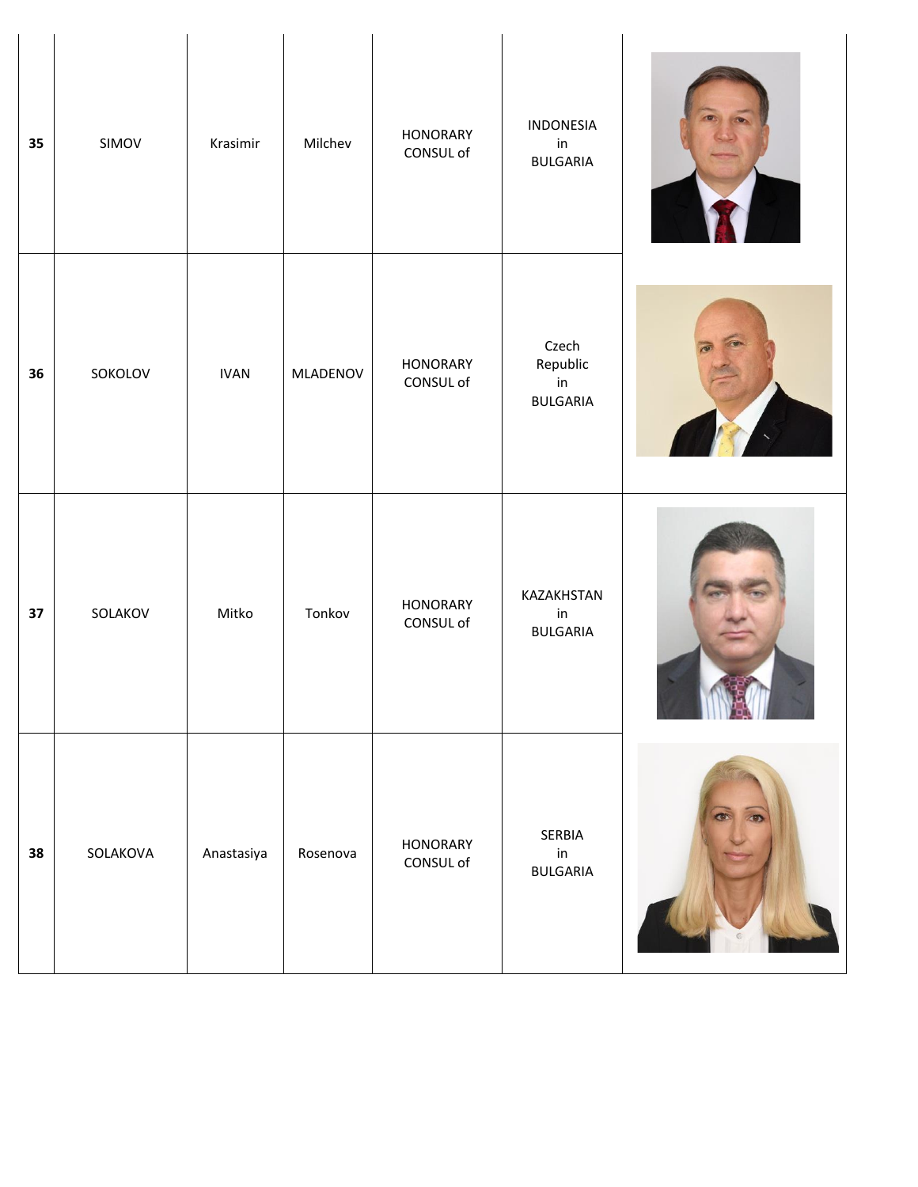| 35 | SIMOV | Krasimir | Milchev | HONORARY CONSUL of | INDONESIA in BULGARIA | |
|---|---|---|---|---|---|---|
| 36 | SOKOLOV | IVAN | MLADENOV | HONORARY CONSUL of | Czech Republic in BULGARIA | |
| 37 | SOLAKOV | Mitko | Tonkov | HONORARY CONSUL of | KAZAKHSTAN in BULGARIA | |
| 38 | SOLAKOVA | Anastasiya | Rosenova | HONORARY CONSUL of | SERBIA in BULGARIA | |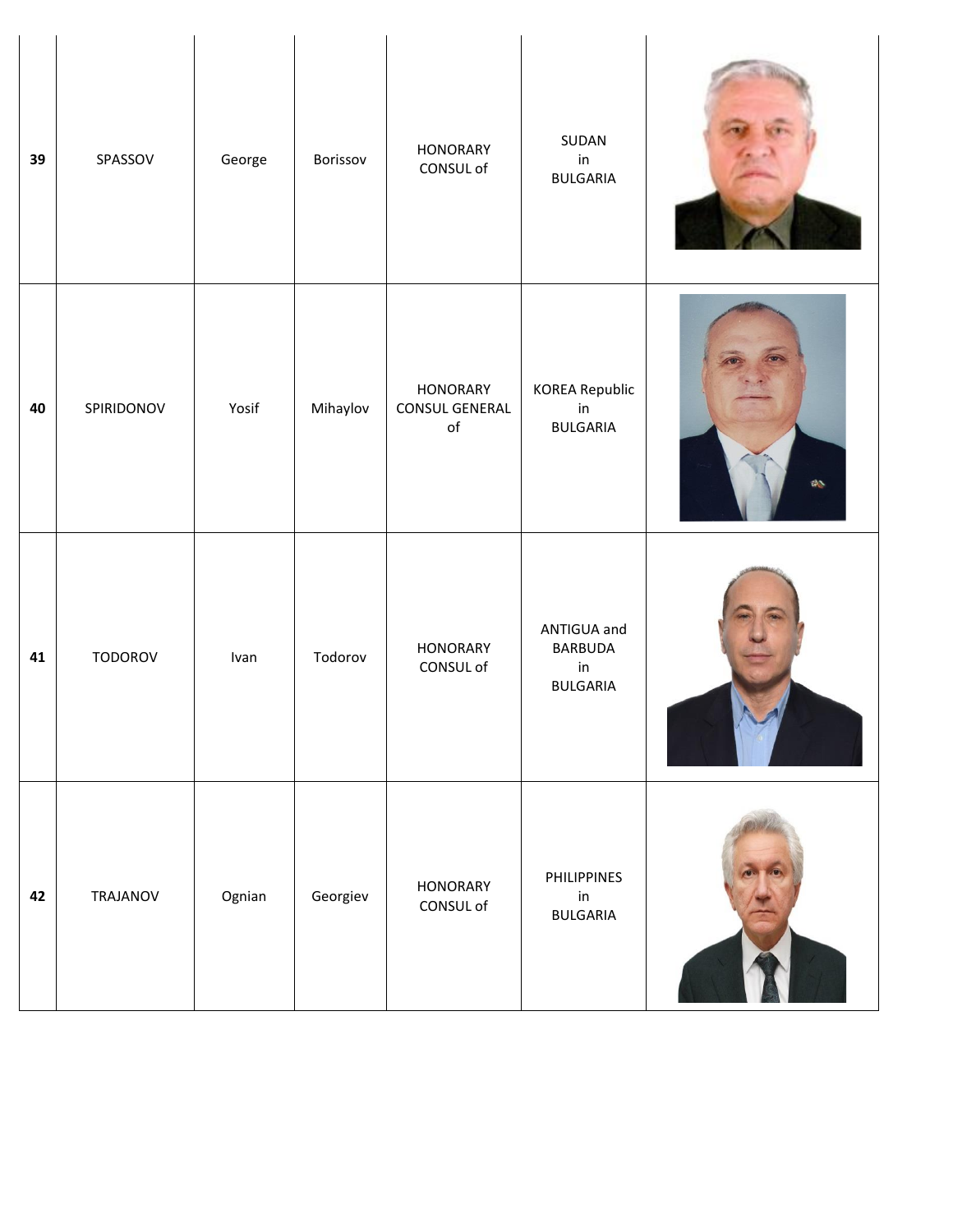| | | | | | | |
|---|---|---|---|---|---|---|
| **39** | SPASSOV | George | Borissov | HONORARY CONSUL of | SUDAN in BULGARIA | |
| **40** | SPIRIDONOV | Yosif | Mihaylov | HONORARY CONSUL GENERAL of | KOREA Republic in BULGARIA | |
| **41** | TODOROV | Ivan | Todorov | HONORARY CONSUL of | ANTIGUA and BARBUDA in BULGARIA | |
| **42** | TRAJANOV | Ognian | Georgiev | HONORARY CONSUL of | PHILIPPINES in BULGARIA | |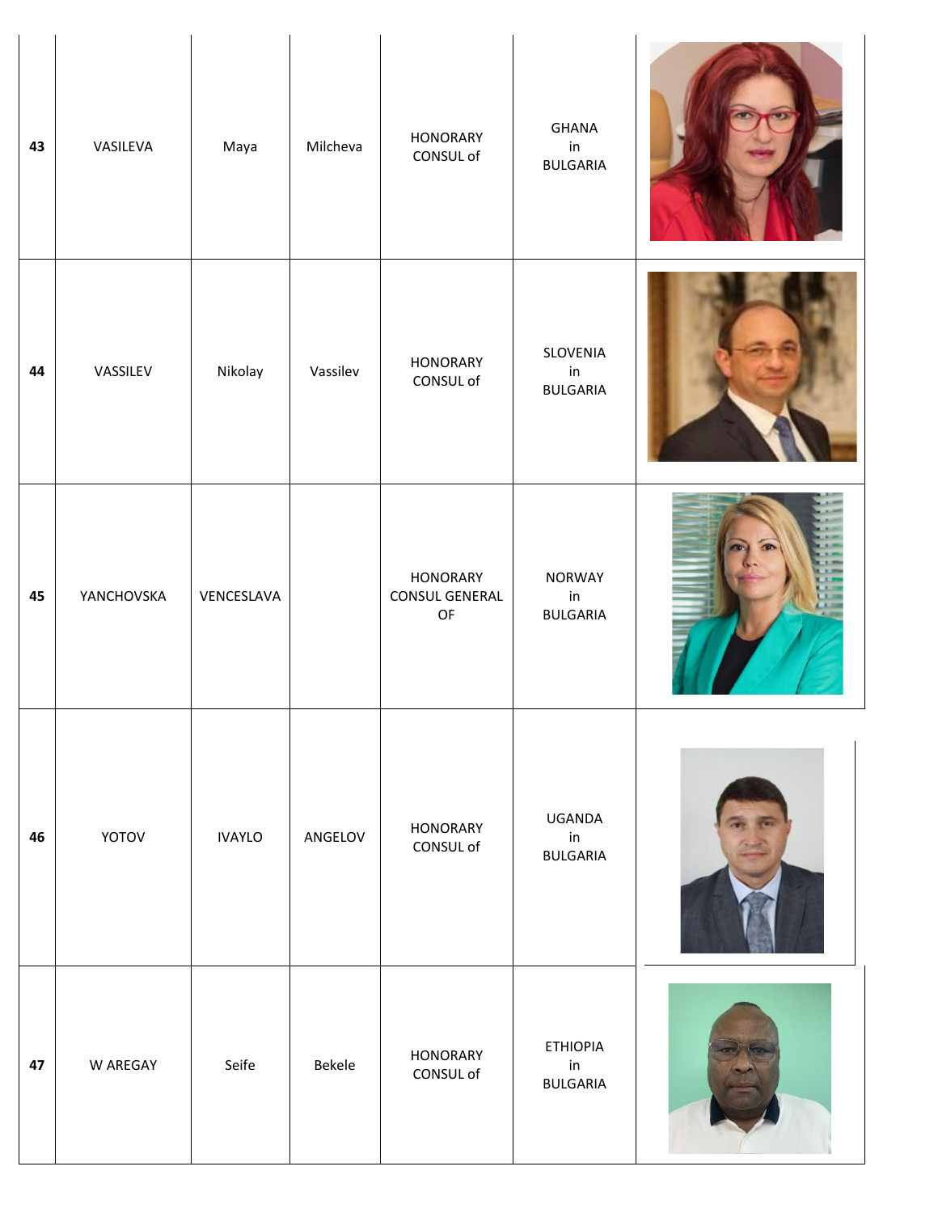| | | | | | | |
|---|---|---|---|---|---|---|
| **43** | VASILEVA | Maya | Milcheva | HONORARY CONSUL of | GHANA in BULGARIA | |
| **44** | VASSILEV | Nikolay | Vassilev | HONORARY CONSUL of | SLOVENIA in BULGARIA | |
| **45** | YANCHOVSKA | VENCESLAVA | | HONORARY CONSUL GENERAL OF | NORWAY in BULGARIA | |
| **46** | YOTOV | IVAYLO | ANGELOV | HONORARY CONSUL of | UGANDA in BULGARIA | |
| **47** | W AREGAY | Seife | Bekele | HONORARY CONSUL of | ETHIOPIA in BULGARIA | |